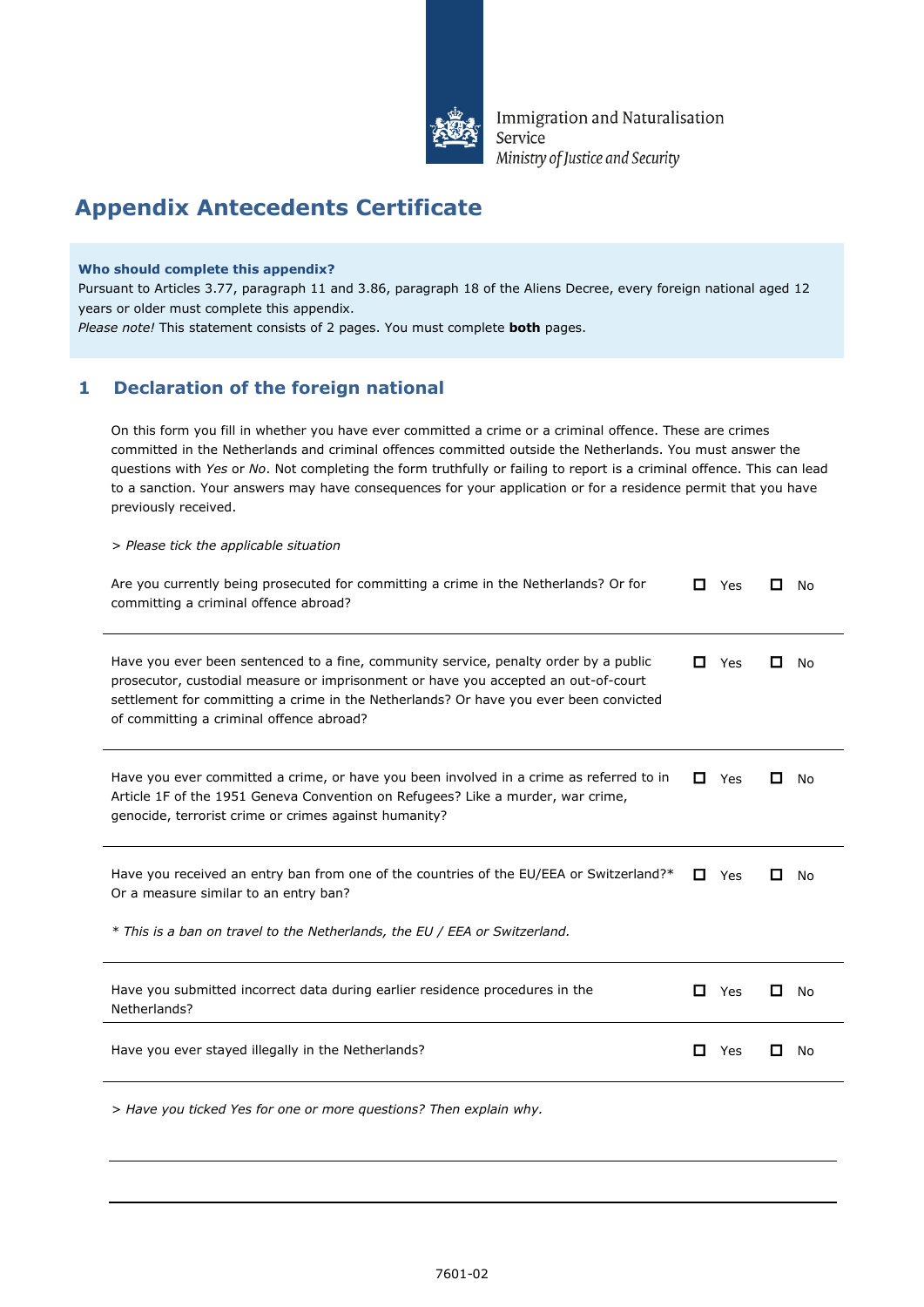Immigration and Naturalisation Service
*Ministry of Justice and Security*

# Appendix Antecedents Certificate

**Who should complete this appendix?**
Pursuant to Articles 3.77, paragraph 11 and 3.86, paragraph 18 of the Aliens Decree, every foreign national aged 12 years or older must complete this appendix.
*Please note!* This statement consists of 2 pages. You must complete **both** pages.

## 1 Declaration of the foreign national

On this form you fill in whether you have ever committed a crime or a criminal offence. These are crimes committed in the Netherlands and criminal offences committed outside the Netherlands. You must answer the questions with *Yes* or *No*. Not completing the form truthfully or failing to report is a criminal offence. This can lead to a sanction. Your answers may have consequences for your application or for a residence permit that you have previously received.

*> Please tick the applicable situation*

| Question | | |
|---|---|---|
| Are you currently being prosecuted for committing a crime in the Netherlands? Or for committing a criminal offence abroad? | ☐ Yes | ☐ No |
| Have you ever been sentenced to a fine, community service, penalty order by a public prosecutor, custodial measure or imprisonment or have you accepted an out-of-court settlement for committing a crime in the Netherlands? Or have you ever been convicted of committing a criminal offence abroad? | ☐ Yes | ☐ No |
| Have you ever committed a crime, or have you been involved in a crime as referred to in Article 1F of the 1951 Geneva Convention on Refugees? Like a murder, war crime, genocide, terrorist crime or crimes against humanity? | ☐ Yes | ☐ No |
| Have you received an entry ban from one of the countries of the EU/EEA or Switzerland?* Or a measure similar to an entry ban?<br>*\* This is a ban on travel to the Netherlands, the EU / EEA or Switzerland.* | ☐ Yes | ☐ No |
| Have you submitted incorrect data during earlier residence procedures in the Netherlands? | ☐ Yes | ☐ No |
| Have you ever stayed illegally in the Netherlands? | ☐ Yes | ☐ No |

*> Have you ticked Yes for one or more questions? Then explain why.*

\_\_\_\_\_\_\_\_\_\_\_\_\_\_\_\_\_\_\_\_\_\_\_\_\_\_\_\_\_\_\_\_\_\_\_\_\_\_\_\_\_\_\_\_\_\_\_\_\_\_\_\_\_\_\_\_\_\_\_\_

\_\_\_\_\_\_\_\_\_\_\_\_\_\_\_\_\_\_\_\_\_\_\_\_\_\_\_\_\_\_\_\_\_\_\_\_\_\_\_\_\_\_\_\_\_\_\_\_\_\_\_\_\_\_\_\_\_\_\_\_

7601-02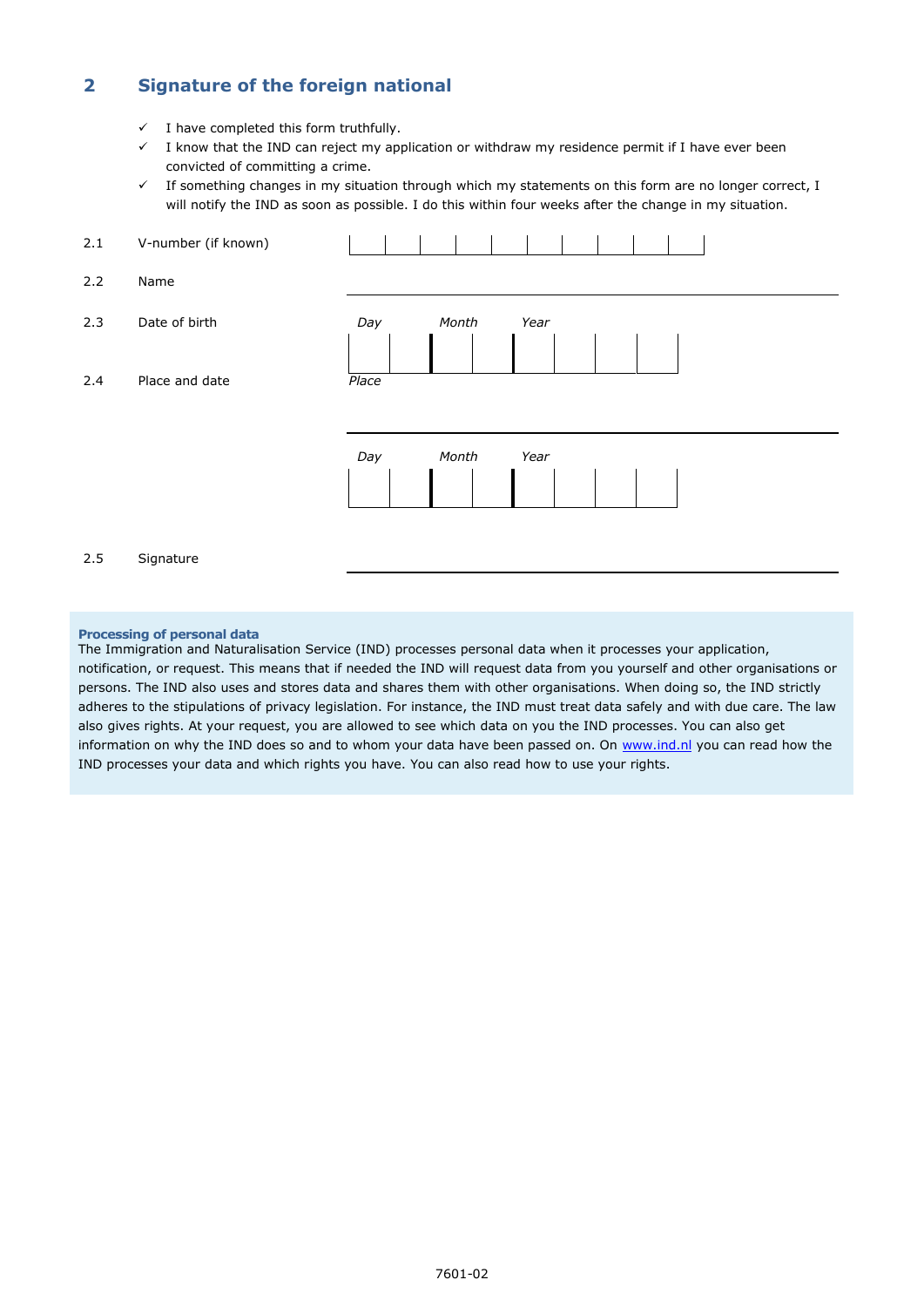## 2 Signature of the foreign national

- ✓ I have completed this form truthfully.
- ✓ I know that the IND can reject my application or withdraw my residence permit if I have ever been convicted of committing a crime.
- ✓ If something changes in my situation through which my statements on this form are no longer correct, I will notify the IND as soon as possible. I do this within four weeks after the change in my situation.

2.1 V-number (if known)

2.2 Name

2.3 Date of birth — *Day* *Month* *Year*

2.4 Place and date — *Place*

*Day* *Month* *Year*

2.5 Signature

**Processing of personal data**

The Immigration and Naturalisation Service (IND) processes personal data when it processes your application, notification, or request. This means that if needed the IND will request data from you yourself and other organisations or persons. The IND also uses and stores data and shares them with other organisations. When doing so, the IND strictly adheres to the stipulations of privacy legislation. For instance, the IND must treat data safely and with due care. The law also gives rights. At your request, you are allowed to see which data on you the IND processes. You can also get information on why the IND does so and to whom your data have been passed on. On www.ind.nl you can read how the IND processes your data and which rights you have. You can also read how to use your rights.

7601-02